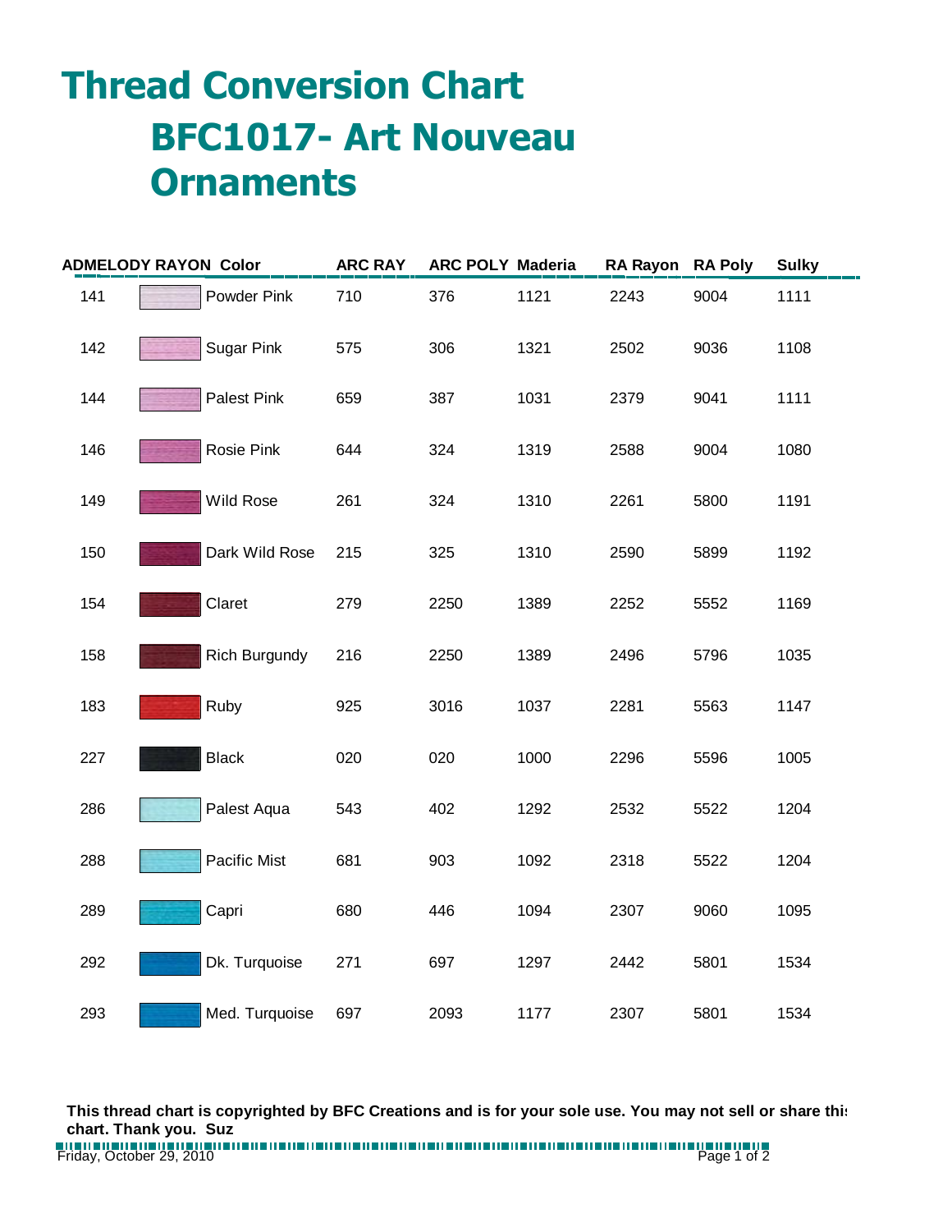# Thread Conversion Chart

## BFC1017- Art Nouveau Ornaments

| ADMELODY RAYON | Color | ARC RAY | ARC POLY | Maderia | RA Rayon | RA Poly | Sulky |
|---|---|---|---|---|---|---|---|
| 141 | Powder Pink | 710 | 376 | 1121 | 2243 | 9004 | 1111 |
| 142 | Sugar Pink | 575 | 306 | 1321 | 2502 | 9036 | 1108 |
| 144 | Palest Pink | 659 | 387 | 1031 | 2379 | 9041 | 1111 |
| 146 | Rosie Pink | 644 | 324 | 1319 | 2588 | 9004 | 1080 |
| 149 | Wild Rose | 261 | 324 | 1310 | 2261 | 5800 | 1191 |
| 150 | Dark Wild Rose | 215 | 325 | 1310 | 2590 | 5899 | 1192 |
| 154 | Claret | 279 | 2250 | 1389 | 2252 | 5552 | 1169 |
| 158 | Rich Burgundy | 216 | 2250 | 1389 | 2496 | 5796 | 1035 |
| 183 | Ruby | 925 | 3016 | 1037 | 2281 | 5563 | 1147 |
| 227 | Black | 020 | 020 | 1000 | 2296 | 5596 | 1005 |
| 286 | Palest Aqua | 543 | 402 | 1292 | 2532 | 5522 | 1204 |
| 288 | Pacific Mist | 681 | 903 | 1092 | 2318 | 5522 | 1204 |
| 289 | Capri | 680 | 446 | 1094 | 2307 | 9060 | 1095 |
| 292 | Dk. Turquoise | 271 | 697 | 1297 | 2442 | 5801 | 1534 |
| 293 | Med. Turquoise | 697 | 2093 | 1177 | 2307 | 5801 | 1534 |

**This thread chart is copyrighted by BFC Creations and is for your sole use. You may not sell or share this chart. Thank you. Suz**

Friday, October 29, 2010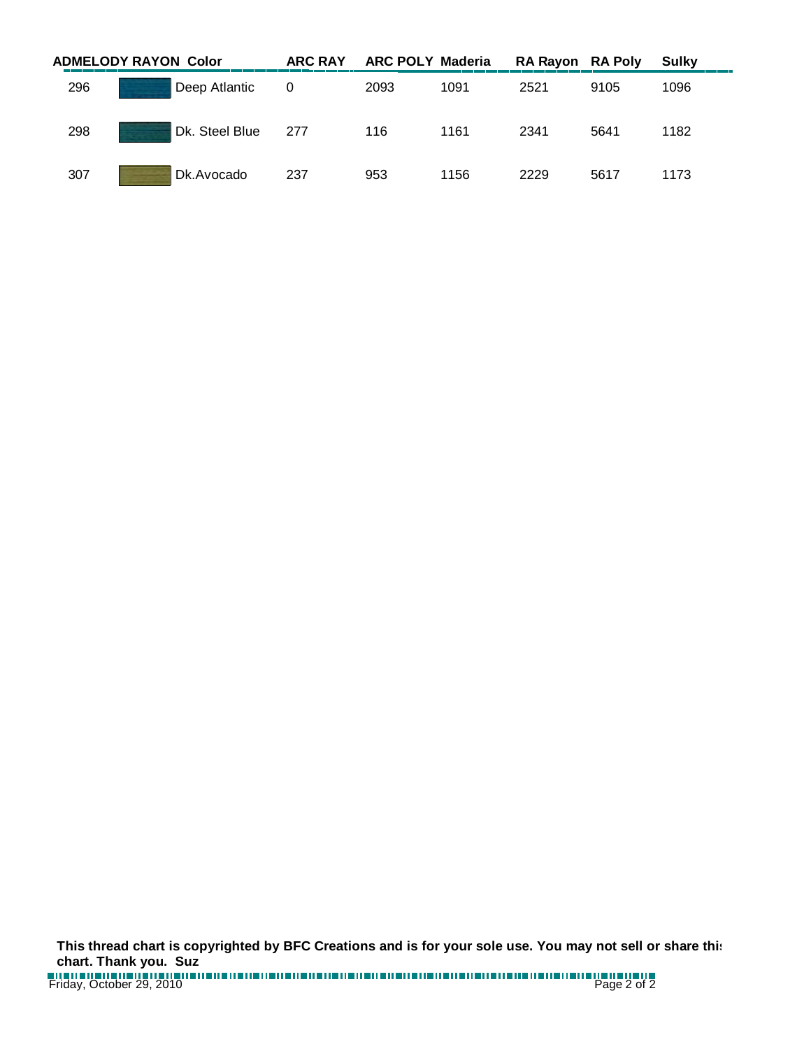| ADMELODY RAYON | | Color | ARC RAY | ARC POLY | Maderia | RA Rayon | RA Poly | Sulky |
|---|---|---|---|---|---|---|---|---|
| 296 | | Deep Atlantic | 0 | 2093 | 1091 | 2521 | 9105 | 1096 |
| 298 | | Dk. Steel Blue | 277 | 116 | 1161 | 2341 | 5641 | 1182 |
| 307 | | Dk.Avocado | 237 | 953 | 1156 | 2229 | 5617 | 1173 |

**This thread chart is copyrighted by BFC Creations and is for your sole use. You may not sell or share this chart. Thank you. Suz**

Friday, October 29, 2010